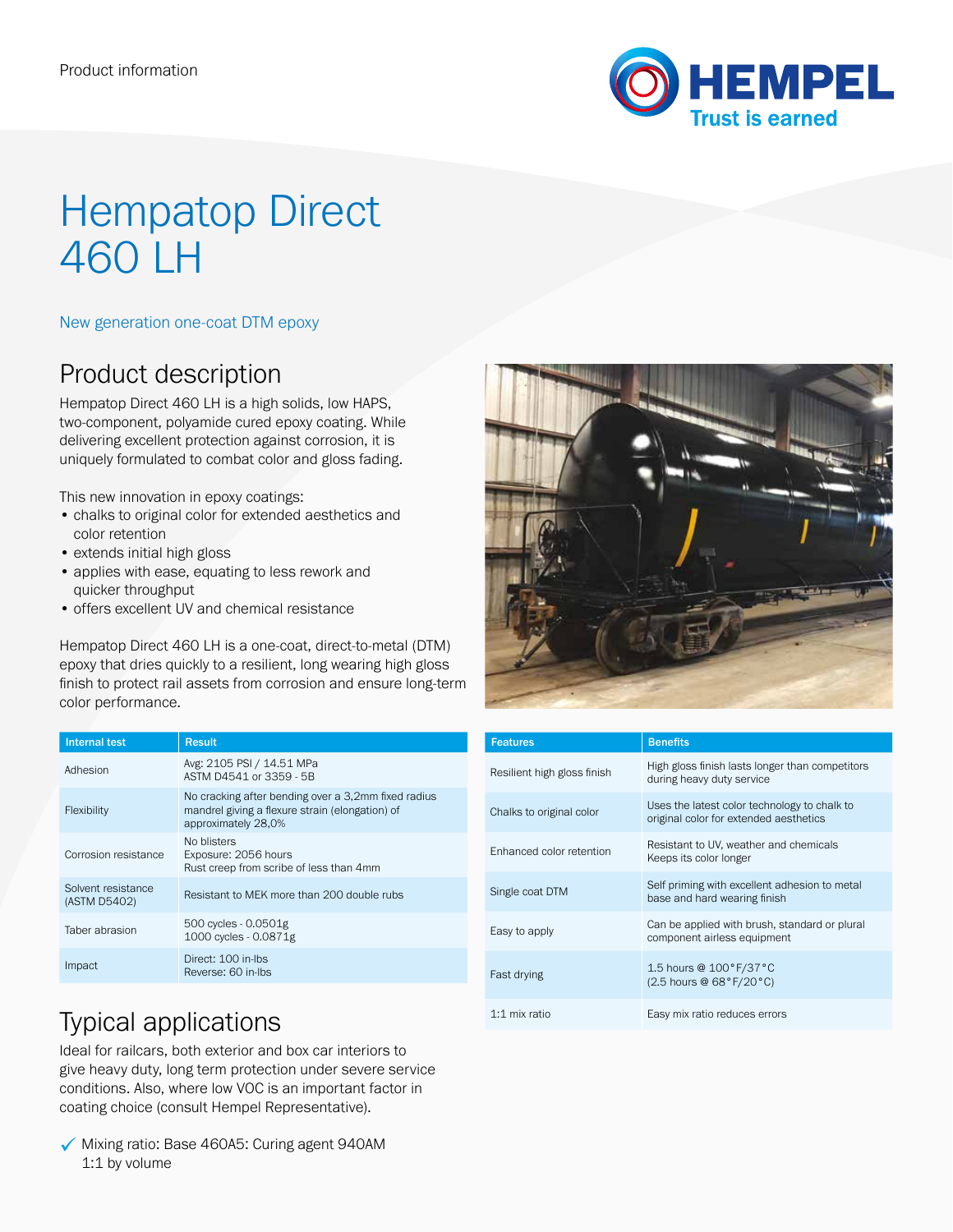Product information

# Hempatop Direct 460 LH

New generation one-coat DTM epoxy

## Product description

Hempatop Direct 460 LH is a high solids, low HAPS, two-component, polyamide cured epoxy coating. While delivering excellent protection against corrosion, it is uniquely formulated to combat color and gloss fading.

This new innovation in epoxy coatings:

- chalks to original color for extended aesthetics and color retention
- extends initial high gloss
- applies with ease, equating to less rework and quicker throughput
- offers excellent UV and chemical resistance

Hempatop Direct 460 LH is a one-coat, direct-to-metal (DTM) epoxy that dries quickly to a resilient, long wearing high gloss finish to protect rail assets from corrosion and ensure long-term color performance.

| Internal test | Result |
| --- | --- |
| Adhesion | Avg: 2105 PSI / 14.51 MPa<br>ASTM D4541 or 3359 - 5B |
| Flexibility | No cracking after bending over a 3,2mm fixed radius mandrel giving a flexure strain (elongation) of approximately 28,0% |
| Corrosion resistance | No blisters<br>Exposure: 2056 hours<br>Rust creep from scribe of less than 4mm |
| Solvent resistance (ASTM D5402) | Resistant to MEK more than 200 double rubs |
| Taber abrasion | 500 cycles - 0.0501g<br>1000 cycles - 0.0871g |
| Impact | Direct: 100 in-lbs<br>Reverse: 60 in-lbs |

| Features | Benefits |
| --- | --- |
| Resilient high gloss finish | High gloss finish lasts longer than competitors during heavy duty service |
| Chalks to original color | Uses the latest color technology to chalk to original color for extended aesthetics |
| Enhanced color retention | Resistant to UV, weather and chemicals<br>Keeps its color longer |
| Single coat DTM | Self priming with excellent adhesion to metal base and hard wearing finish |
| Easy to apply | Can be applied with brush, standard or plural component airless equipment |
| Fast drying | 1.5 hours @ 100°F/37°C<br>(2.5 hours @ 68°F/20°C) |
| 1:1 mix ratio | Easy mix ratio reduces errors |

## Typical applications

Ideal for railcars, both exterior and box car interiors to give heavy duty, long term protection under severe service conditions. Also, where low VOC is an important factor in coating choice (consult Hempel Representative).

✓ Mixing ratio: Base 460A5: Curing agent 940AM 1:1 by volume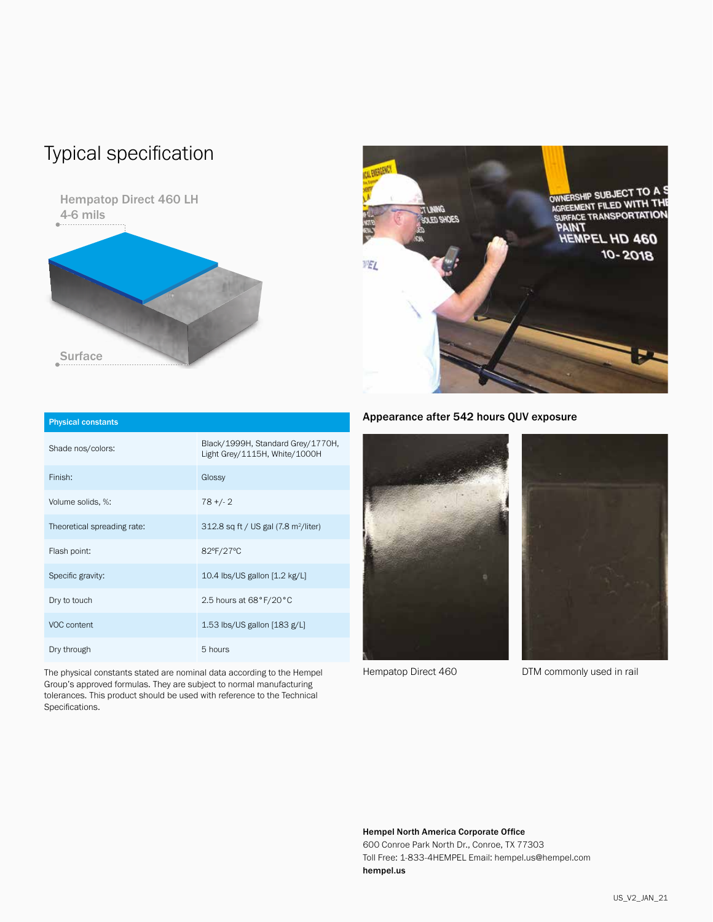# Typical specification

Hempatop Direct 460 LH
4-6 mils

Surface

| Physical constants | |
|---|---|
| Shade nos/colors: | Black/1999H, Standard Grey/1770H, Light Grey/1115H, White/1000H |
| Finish: | Glossy |
| Volume solids, %: | 78 +/- 2 |
| Theoretical spreading rate: | 312.8 sq ft / US gal (7.8 m²/liter) |
| Flash point: | 82°F/27°C |
| Specific gravity: | 10.4 lbs/US gallon [1.2 kg/L] |
| Dry to touch | 2.5 hours at 68°F/20°C |
| VOC content | 1.53 lbs/US gallon [183 g/L] |
| Dry through | 5 hours |

The physical constants stated are nominal data according to the Hempel Group's approved formulas. They are subject to normal manufacturing tolerances. This product should be used with reference to the Technical Specifications.

## Appearance after 542 hours QUV exposure

Hempatop Direct 460

DTM commonly used in rail

**Hempel North America Corporate Office**
600 Conroe Park North Dr., Conroe, TX 77303
Toll Free: 1-833-4HEMPEL Email: hempel.us@hempel.com
**hempel.us**

US_V2_JAN_21